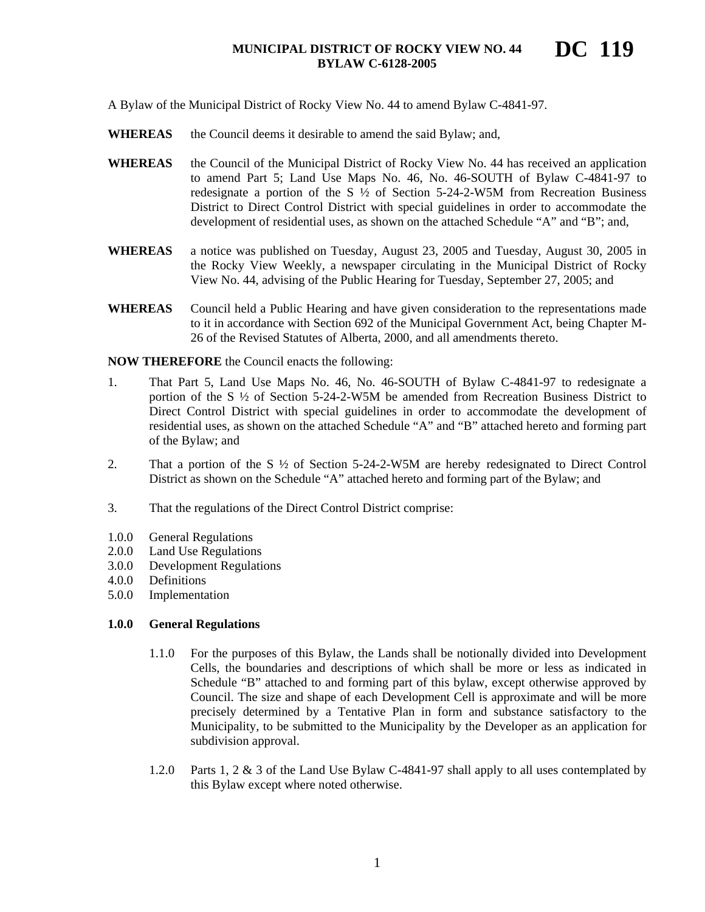# MUNICIPAL DISTRICT OF ROCKY VIEW NO. 44 BYLAW C-6128-2005

# DC 119

A Bylaw of the Municipal District of Rocky View No. 44 to amend Bylaw C-4841-97.

**WHEREAS** the Council deems it desirable to amend the said Bylaw; and,

**WHEREAS** the Council of the Municipal District of Rocky View No. 44 has received an application to amend Part 5; Land Use Maps No. 46, No. 46-SOUTH of Bylaw C-4841-97 to redesignate a portion of the S ½ of Section 5-24-2-W5M from Recreation Business District to Direct Control District with special guidelines in order to accommodate the development of residential uses, as shown on the attached Schedule "A" and "B"; and,

**WHEREAS** a notice was published on Tuesday, August 23, 2005 and Tuesday, August 30, 2005 in the Rocky View Weekly, a newspaper circulating in the Municipal District of Rocky View No. 44, advising of the Public Hearing for Tuesday, September 27, 2005; and

**WHEREAS** Council held a Public Hearing and have given consideration to the representations made to it in accordance with Section 692 of the Municipal Government Act, being Chapter M-26 of the Revised Statutes of Alberta, 2000, and all amendments thereto.

**NOW THEREFORE** the Council enacts the following:

1. That Part 5, Land Use Maps No. 46, No. 46-SOUTH of Bylaw C-4841-97 to redesignate a portion of the S ½ of Section 5-24-2-W5M be amended from Recreation Business District to Direct Control District with special guidelines in order to accommodate the development of residential uses, as shown on the attached Schedule "A" and "B" attached hereto and forming part of the Bylaw; and

2. That a portion of the S ½ of Section 5-24-2-W5M are hereby redesignated to Direct Control District as shown on the Schedule "A" attached hereto and forming part of the Bylaw; and

3. That the regulations of the Direct Control District comprise:

1.0.0 General Regulations
2.0.0 Land Use Regulations
3.0.0 Development Regulations
4.0.0 Definitions
5.0.0 Implementation

## 1.0.0 General Regulations

1.1.0 For the purposes of this Bylaw, the Lands shall be notionally divided into Development Cells, the boundaries and descriptions of which shall be more or less as indicated in Schedule "B" attached to and forming part of this bylaw, except otherwise approved by Council. The size and shape of each Development Cell is approximate and will be more precisely determined by a Tentative Plan in form and substance satisfactory to the Municipality, to be submitted to the Municipality by the Developer as an application for subdivision approval.

1.2.0 Parts 1, 2 & 3 of the Land Use Bylaw C-4841-97 shall apply to all uses contemplated by this Bylaw except where noted otherwise.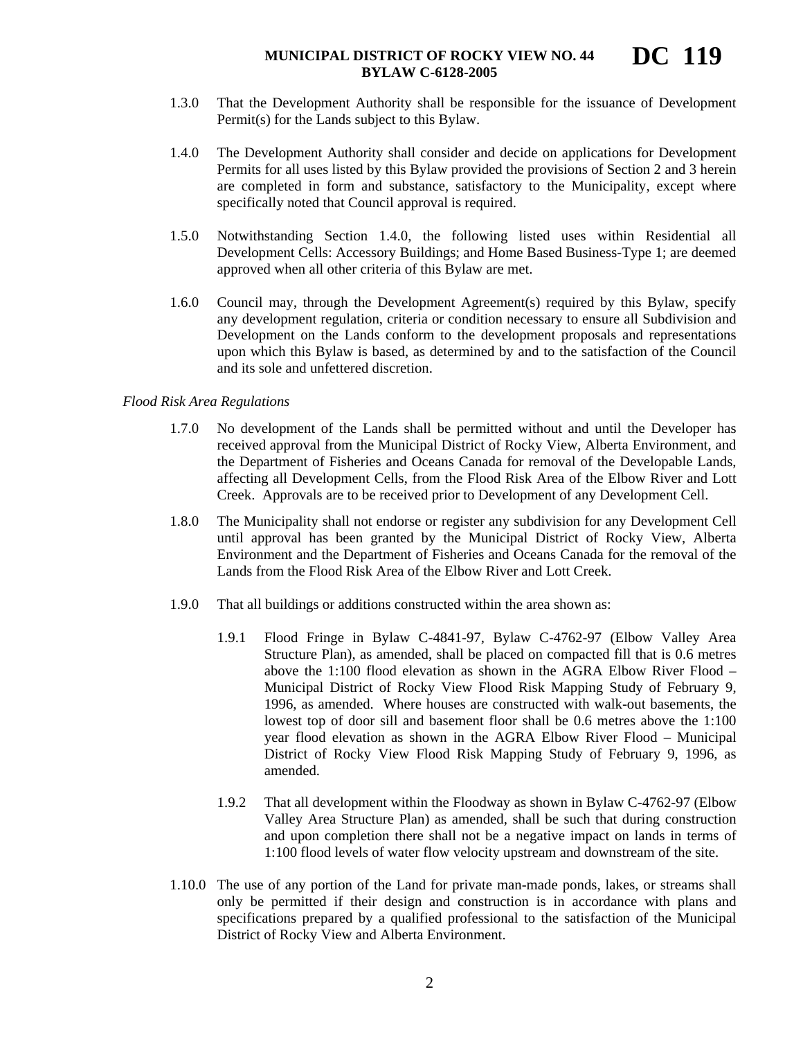1.3.0 That the Development Authority shall be responsible for the issuance of Development Permit(s) for the Lands subject to this Bylaw.

1.4.0 The Development Authority shall consider and decide on applications for Development Permits for all uses listed by this Bylaw provided the provisions of Section 2 and 3 herein are completed in form and substance, satisfactory to the Municipality, except where specifically noted that Council approval is required.

1.5.0 Notwithstanding Section 1.4.0, the following listed uses within Residential all Development Cells: Accessory Buildings; and Home Based Business-Type 1; are deemed approved when all other criteria of this Bylaw are met.

1.6.0 Council may, through the Development Agreement(s) required by this Bylaw, specify any development regulation, criteria or condition necessary to ensure all Subdivision and Development on the Lands conform to the development proposals and representations upon which this Bylaw is based, as determined by and to the satisfaction of the Council and its sole and unfettered discretion.

*Flood Risk Area Regulations*

1.7.0 No development of the Lands shall be permitted without and until the Developer has received approval from the Municipal District of Rocky View, Alberta Environment, and the Department of Fisheries and Oceans Canada for removal of the Developable Lands, affecting all Development Cells, from the Flood Risk Area of the Elbow River and Lott Creek. Approvals are to be received prior to Development of any Development Cell.

1.8.0 The Municipality shall not endorse or register any subdivision for any Development Cell until approval has been granted by the Municipal District of Rocky View, Alberta Environment and the Department of Fisheries and Oceans Canada for the removal of the Lands from the Flood Risk Area of the Elbow River and Lott Creek.

1.9.0 That all buildings or additions constructed within the area shown as:

1.9.1 Flood Fringe in Bylaw C-4841-97, Bylaw C-4762-97 (Elbow Valley Area Structure Plan), as amended, shall be placed on compacted fill that is 0.6 metres above the 1:100 flood elevation as shown in the AGRA Elbow River Flood – Municipal District of Rocky View Flood Risk Mapping Study of February 9, 1996, as amended. Where houses are constructed with walk-out basements, the lowest top of door sill and basement floor shall be 0.6 metres above the 1:100 year flood elevation as shown in the AGRA Elbow River Flood – Municipal District of Rocky View Flood Risk Mapping Study of February 9, 1996, as amended.

1.9.2 That all development within the Floodway as shown in Bylaw C-4762-97 (Elbow Valley Area Structure Plan) as amended, shall be such that during construction and upon completion there shall not be a negative impact on lands in terms of 1:100 flood levels of water flow velocity upstream and downstream of the site.

1.10.0 The use of any portion of the Land for private man-made ponds, lakes, or streams shall only be permitted if their design and construction is in accordance with plans and specifications prepared by a qualified professional to the satisfaction of the Municipal District of Rocky View and Alberta Environment.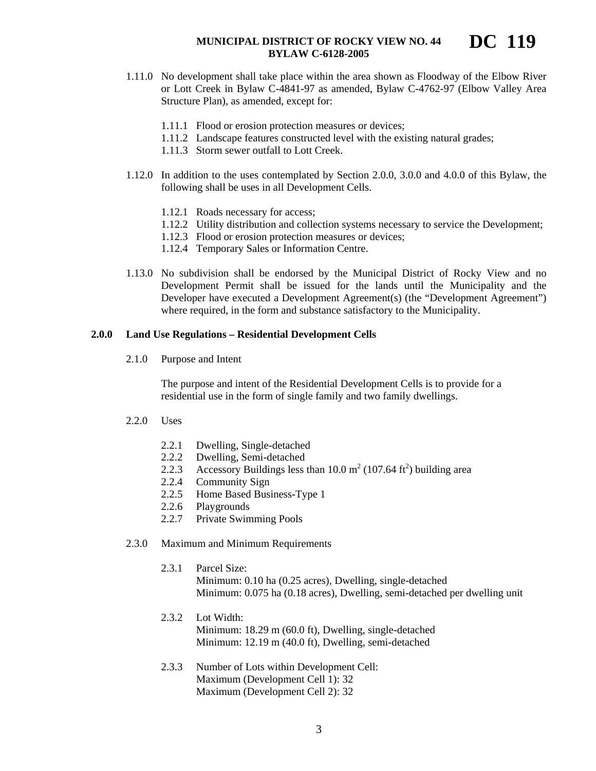1.11.0 No development shall take place within the area shown as Floodway of the Elbow River or Lott Creek in Bylaw C-4841-97 as amended, Bylaw C-4762-97 (Elbow Valley Area Structure Plan), as amended, except for:

- 1.11.1 Flood or erosion protection measures or devices;
- 1.11.2 Landscape features constructed level with the existing natural grades;
- 1.11.3 Storm sewer outfall to Lott Creek.

1.12.0 In addition to the uses contemplated by Section 2.0.0, 3.0.0 and 4.0.0 of this Bylaw, the following shall be uses in all Development Cells.

- 1.12.1 Roads necessary for access;
- 1.12.2 Utility distribution and collection systems necessary to service the Development;
- 1.12.3 Flood or erosion protection measures or devices;
- 1.12.4 Temporary Sales or Information Centre.

1.13.0 No subdivision shall be endorsed by the Municipal District of Rocky View and no Development Permit shall be issued for the lands until the Municipality and the Developer have executed a Development Agreement(s) (the "Development Agreement") where required, in the form and substance satisfactory to the Municipality.

## 2.0.0 Land Use Regulations – Residential Development Cells

2.1.0 Purpose and Intent

The purpose and intent of the Residential Development Cells is to provide for a residential use in the form of single family and two family dwellings.

2.2.0 Uses

- 2.2.1 Dwelling, Single-detached
- 2.2.2 Dwelling, Semi-detached
- 2.2.3 Accessory Buildings less than 10.0 $m^2$ (107.64 $ft^2$) building area
- 2.2.4 Community Sign
- 2.2.5 Home Based Business-Type 1
- 2.2.6 Playgrounds
- 2.2.7 Private Swimming Pools

2.3.0 Maximum and Minimum Requirements

2.3.1 Parcel Size:
Minimum: 0.10 ha (0.25 acres), Dwelling, single-detached
Minimum: 0.075 ha (0.18 acres), Dwelling, semi-detached per dwelling unit

2.3.2 Lot Width:
Minimum: 18.29 m (60.0 ft), Dwelling, single-detached
Minimum: 12.19 m (40.0 ft), Dwelling, semi-detached

2.3.3 Number of Lots within Development Cell:
Maximum (Development Cell 1): 32
Maximum (Development Cell 2): 32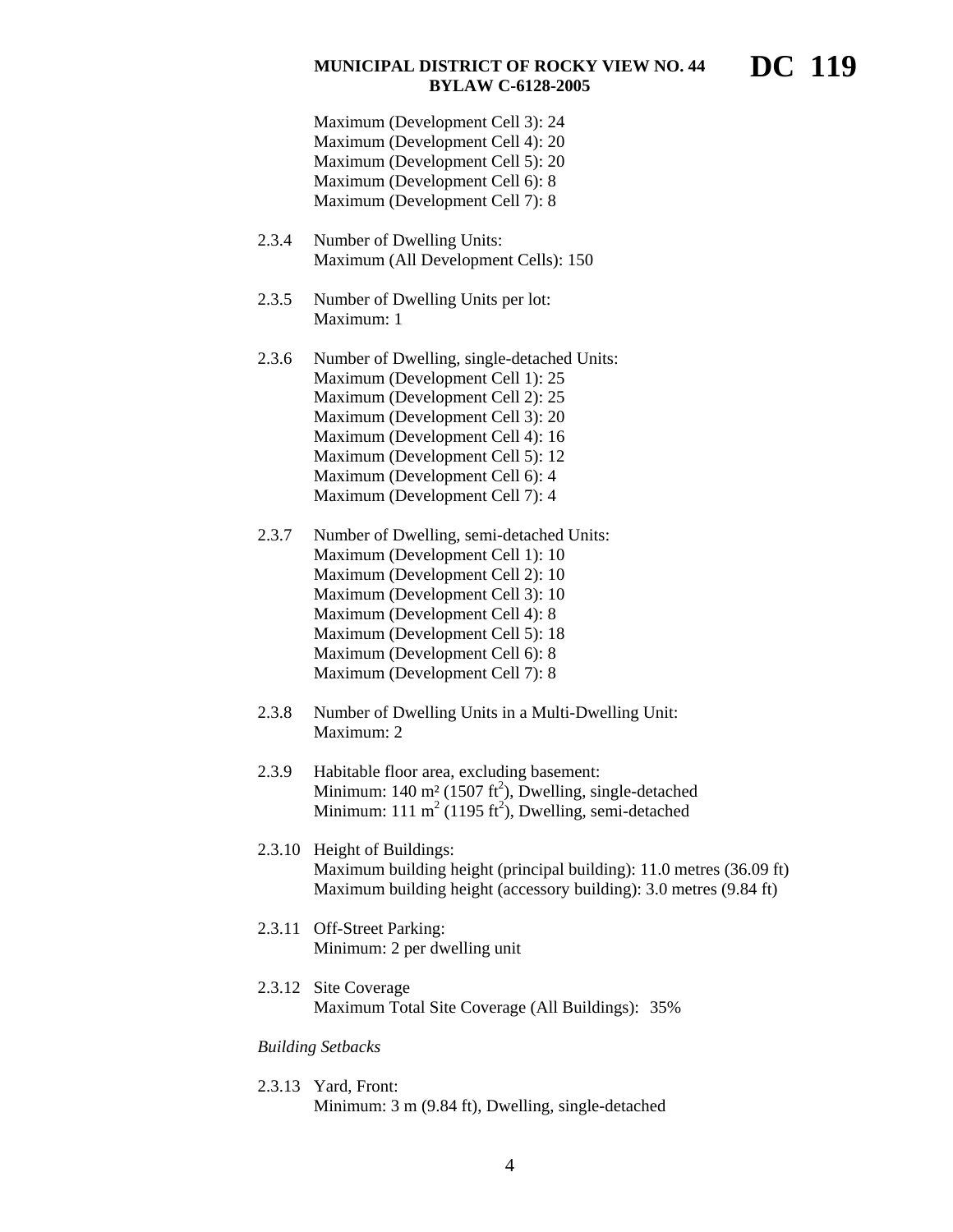Maximum (Development Cell 3): 24
Maximum (Development Cell 4): 20
Maximum (Development Cell 5): 20
Maximum (Development Cell 6): 8
Maximum (Development Cell 7): 8

2.3.4 Number of Dwelling Units:
Maximum (All Development Cells): 150

2.3.5 Number of Dwelling Units per lot:
Maximum: 1

2.3.6 Number of Dwelling, single-detached Units:
Maximum (Development Cell 1): 25
Maximum (Development Cell 2): 25
Maximum (Development Cell 3): 20
Maximum (Development Cell 4): 16
Maximum (Development Cell 5): 12
Maximum (Development Cell 6): 4
Maximum (Development Cell 7): 4

2.3.7 Number of Dwelling, semi-detached Units:
Maximum (Development Cell 1): 10
Maximum (Development Cell 2): 10
Maximum (Development Cell 3): 10
Maximum (Development Cell 4): 8
Maximum (Development Cell 5): 18
Maximum (Development Cell 6): 8
Maximum (Development Cell 7): 8

2.3.8 Number of Dwelling Units in a Multi-Dwelling Unit:
Maximum: 2

2.3.9 Habitable floor area, excluding basement:
Minimum: 140 $m^2$ (1507 $ft^2$), Dwelling, single-detached
Minimum: 111 $m^2$ (1195 $ft^2$), Dwelling, semi-detached

2.3.10 Height of Buildings:
Maximum building height (principal building): 11.0 metres (36.09 ft)
Maximum building height (accessory building): 3.0 metres (9.84 ft)

2.3.11 Off-Street Parking:
Minimum: 2 per dwelling unit

2.3.12 Site Coverage
Maximum Total Site Coverage (All Buildings): 35%

*Building Setbacks*

2.3.13 Yard, Front:
Minimum: 3 m (9.84 ft), Dwelling, single-detached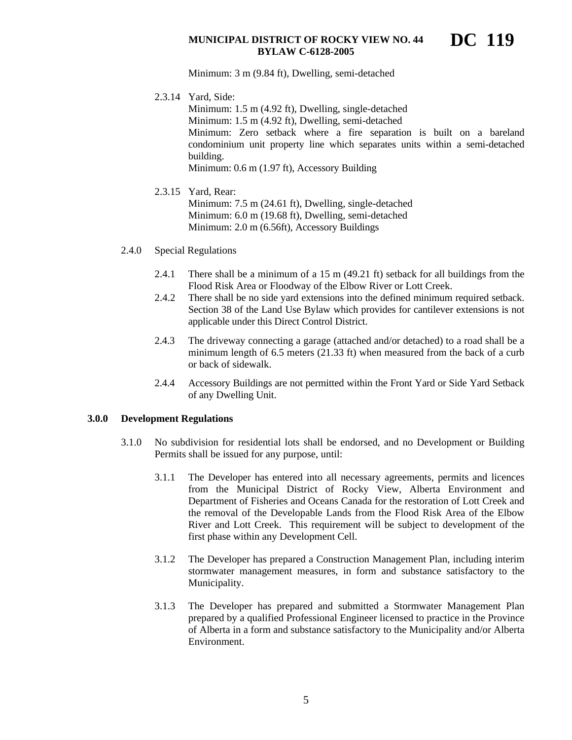Minimum: 3 m (9.84 ft), Dwelling, semi-detached

2.3.14 Yard, Side:
Minimum: 1.5 m (4.92 ft), Dwelling, single-detached
Minimum: 1.5 m (4.92 ft), Dwelling, semi-detached
Minimum: Zero setback where a fire separation is built on a bareland condominium unit property line which separates units within a semi-detached building.
Minimum: 0.6 m (1.97 ft), Accessory Building

2.3.15 Yard, Rear:
Minimum: 7.5 m (24.61 ft), Dwelling, single-detached
Minimum: 6.0 m (19.68 ft), Dwelling, semi-detached
Minimum: 2.0 m (6.56ft), Accessory Buildings

2.4.0 Special Regulations

2.4.1 There shall be a minimum of a 15 m (49.21 ft) setback for all buildings from the Flood Risk Area or Floodway of the Elbow River or Lott Creek.

2.4.2 There shall be no side yard extensions into the defined minimum required setback. Section 38 of the Land Use Bylaw which provides for cantilever extensions is not applicable under this Direct Control District.

2.4.3 The driveway connecting a garage (attached and/or detached) to a road shall be a minimum length of 6.5 meters (21.33 ft) when measured from the back of a curb or back of sidewalk.

2.4.4 Accessory Buildings are not permitted within the Front Yard or Side Yard Setback of any Dwelling Unit.

## 3.0.0 Development Regulations

3.1.0 No subdivision for residential lots shall be endorsed, and no Development or Building Permits shall be issued for any purpose, until:

3.1.1 The Developer has entered into all necessary agreements, permits and licences from the Municipal District of Rocky View, Alberta Environment and Department of Fisheries and Oceans Canada for the restoration of Lott Creek and the removal of the Developable Lands from the Flood Risk Area of the Elbow River and Lott Creek. This requirement will be subject to development of the first phase within any Development Cell.

3.1.2 The Developer has prepared a Construction Management Plan, including interim stormwater management measures, in form and substance satisfactory to the Municipality.

3.1.3 The Developer has prepared and submitted a Stormwater Management Plan prepared by a qualified Professional Engineer licensed to practice in the Province of Alberta in a form and substance satisfactory to the Municipality and/or Alberta Environment.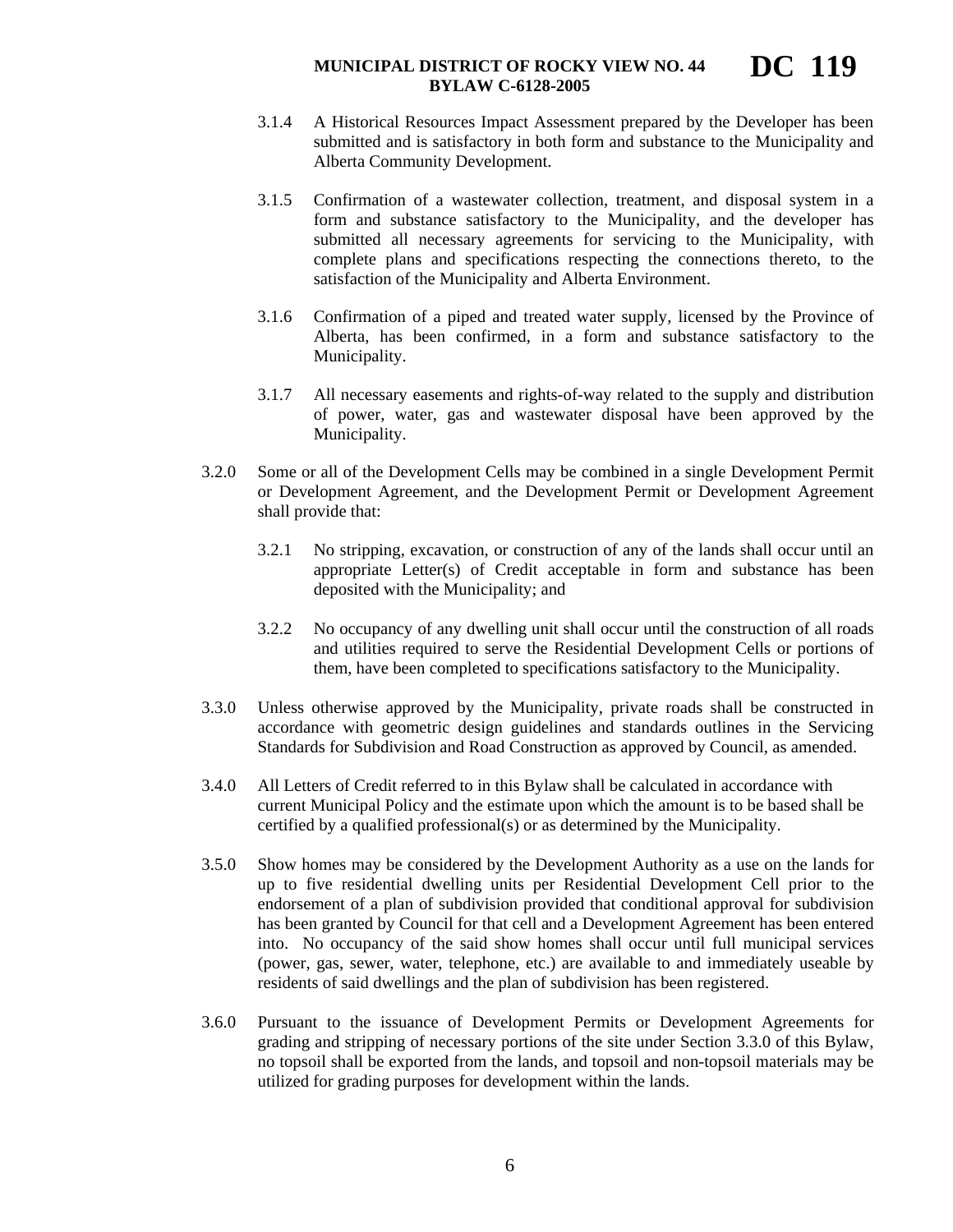3.1.4 A Historical Resources Impact Assessment prepared by the Developer has been submitted and is satisfactory in both form and substance to the Municipality and Alberta Community Development.

3.1.5 Confirmation of a wastewater collection, treatment, and disposal system in a form and substance satisfactory to the Municipality, and the developer has submitted all necessary agreements for servicing to the Municipality, with complete plans and specifications respecting the connections thereto, to the satisfaction of the Municipality and Alberta Environment.

3.1.6 Confirmation of a piped and treated water supply, licensed by the Province of Alberta, has been confirmed, in a form and substance satisfactory to the Municipality.

3.1.7 All necessary easements and rights-of-way related to the supply and distribution of power, water, gas and wastewater disposal have been approved by the Municipality.

3.2.0 Some or all of the Development Cells may be combined in a single Development Permit or Development Agreement, and the Development Permit or Development Agreement shall provide that:

3.2.1 No stripping, excavation, or construction of any of the lands shall occur until an appropriate Letter(s) of Credit acceptable in form and substance has been deposited with the Municipality; and

3.2.2 No occupancy of any dwelling unit shall occur until the construction of all roads and utilities required to serve the Residential Development Cells or portions of them, have been completed to specifications satisfactory to the Municipality.

3.3.0 Unless otherwise approved by the Municipality, private roads shall be constructed in accordance with geometric design guidelines and standards outlines in the Servicing Standards for Subdivision and Road Construction as approved by Council, as amended.

3.4.0 All Letters of Credit referred to in this Bylaw shall be calculated in accordance with current Municipal Policy and the estimate upon which the amount is to be based shall be certified by a qualified professional(s) or as determined by the Municipality.

3.5.0 Show homes may be considered by the Development Authority as a use on the lands for up to five residential dwelling units per Residential Development Cell prior to the endorsement of a plan of subdivision provided that conditional approval for subdivision has been granted by Council for that cell and a Development Agreement has been entered into. No occupancy of the said show homes shall occur until full municipal services (power, gas, sewer, water, telephone, etc.) are available to and immediately useable by residents of said dwellings and the plan of subdivision has been registered.

3.6.0 Pursuant to the issuance of Development Permits or Development Agreements for grading and stripping of necessary portions of the site under Section 3.3.0 of this Bylaw, no topsoil shall be exported from the lands, and topsoil and non-topsoil materials may be utilized for grading purposes for development within the lands.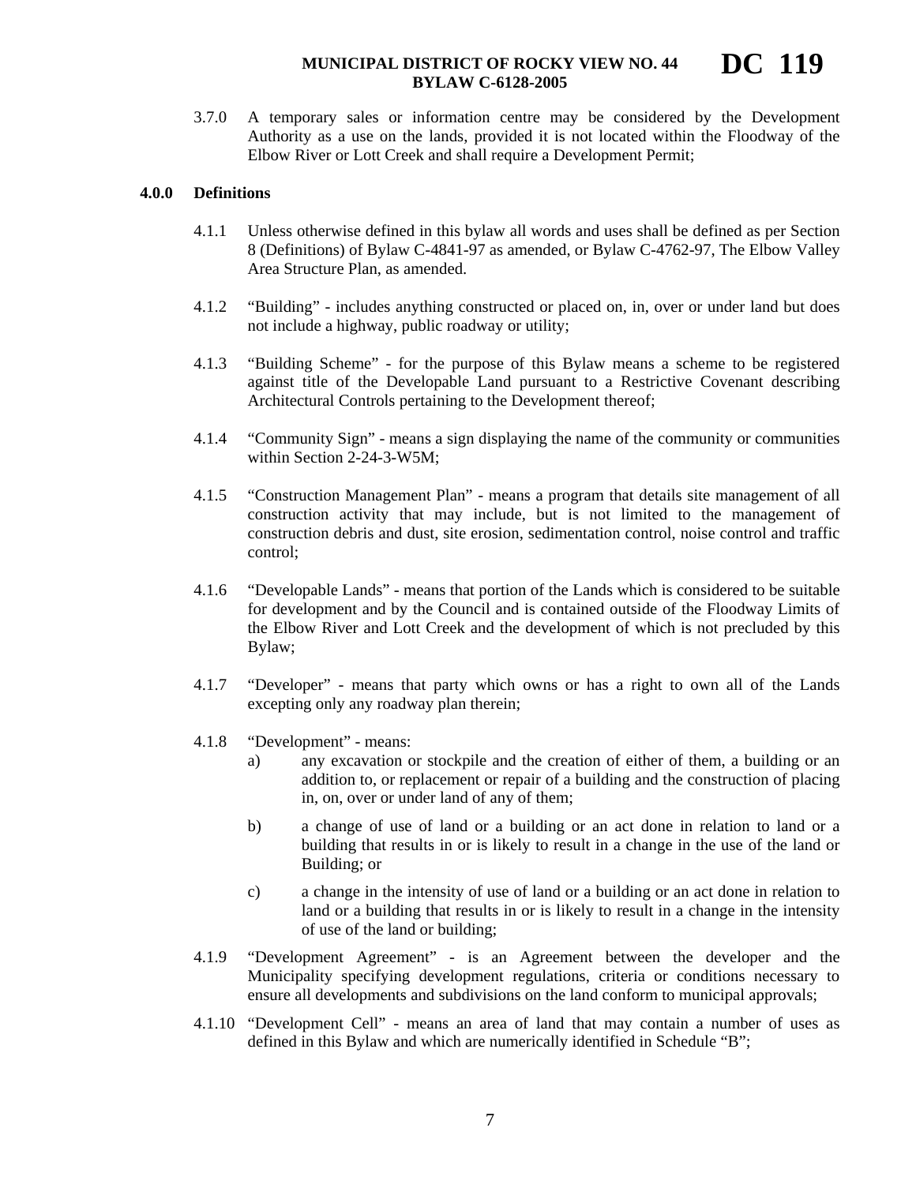3.7.0 A temporary sales or information centre may be considered by the Development Authority as a use on the lands, provided it is not located within the Floodway of the Elbow River or Lott Creek and shall require a Development Permit;

## 4.0.0 Definitions

4.1.1 Unless otherwise defined in this bylaw all words and uses shall be defined as per Section 8 (Definitions) of Bylaw C-4841-97 as amended, or Bylaw C-4762-97, The Elbow Valley Area Structure Plan, as amended.

4.1.2 "Building" - includes anything constructed or placed on, in, over or under land but does not include a highway, public roadway or utility;

4.1.3 "Building Scheme" - for the purpose of this Bylaw means a scheme to be registered against title of the Developable Land pursuant to a Restrictive Covenant describing Architectural Controls pertaining to the Development thereof;

4.1.4 "Community Sign" - means a sign displaying the name of the community or communities within Section 2-24-3-W5M;

4.1.5 "Construction Management Plan" - means a program that details site management of all construction activity that may include, but is not limited to the management of construction debris and dust, site erosion, sedimentation control, noise control and traffic control;

4.1.6 "Developable Lands" - means that portion of the Lands which is considered to be suitable for development and by the Council and is contained outside of the Floodway Limits of the Elbow River and Lott Creek and the development of which is not precluded by this Bylaw;

4.1.7 "Developer" - means that party which owns or has a right to own all of the Lands excepting only any roadway plan therein;

4.1.8 "Development" - means:

a) any excavation or stockpile and the creation of either of them, a building or an addition to, or replacement or repair of a building and the construction of placing in, on, over or under land of any of them;

b) a change of use of land or a building or an act done in relation to land or a building that results in or is likely to result in a change in the use of the land or Building; or

c) a change in the intensity of use of land or a building or an act done in relation to land or a building that results in or is likely to result in a change in the intensity of use of the land or building;

4.1.9 "Development Agreement" - is an Agreement between the developer and the Municipality specifying development regulations, criteria or conditions necessary to ensure all developments and subdivisions on the land conform to municipal approvals;

4.1.10 "Development Cell" - means an area of land that may contain a number of uses as defined in this Bylaw and which are numerically identified in Schedule "B";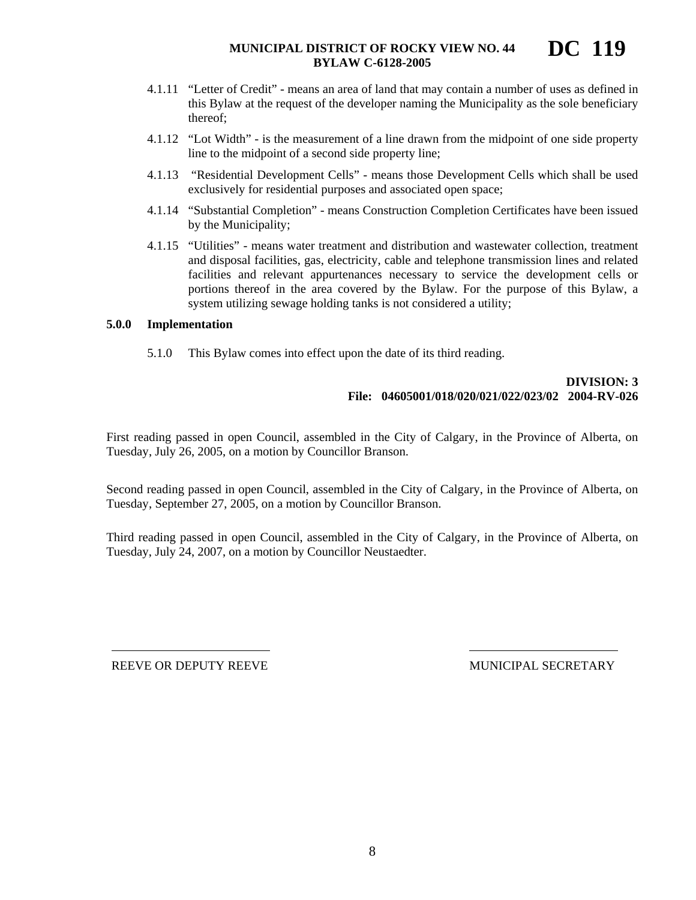4.1.11 "Letter of Credit" - means an area of land that may contain a number of uses as defined in this Bylaw at the request of the developer naming the Municipality as the sole beneficiary thereof;

4.1.12 "Lot Width" - is the measurement of a line drawn from the midpoint of one side property line to the midpoint of a second side property line;

4.1.13 "Residential Development Cells" - means those Development Cells which shall be used exclusively for residential purposes and associated open space;

4.1.14 "Substantial Completion" - means Construction Completion Certificates have been issued by the Municipality;

4.1.15 "Utilities" - means water treatment and distribution and wastewater collection, treatment and disposal facilities, gas, electricity, cable and telephone transmission lines and related facilities and relevant appurtenances necessary to service the development cells or portions thereof in the area covered by the Bylaw. For the purpose of this Bylaw, a system utilizing sewage holding tanks is not considered a utility;

**5.0.0 Implementation**

5.1.0 This Bylaw comes into effect upon the date of its third reading.

**DIVISION: 3**
**File: 04605001/018/020/021/022/023/02 2004-RV-026**

First reading passed in open Council, assembled in the City of Calgary, in the Province of Alberta, on Tuesday, July 26, 2005, on a motion by Councillor Branson.

Second reading passed in open Council, assembled in the City of Calgary, in the Province of Alberta, on Tuesday, September 27, 2005, on a motion by Councillor Branson.

Third reading passed in open Council, assembled in the City of Calgary, in the Province of Alberta, on Tuesday, July 24, 2007, on a motion by Councillor Neustaedter.

\_\_\_\_\_\_\_\_\_\_\_\_\_\_\_\_\_\_\_\_\_\_\_\_\_\_
REEVE OR DEPUTY REEVE

\_\_\_\_\_\_\_\_\_\_\_\_\_\_\_\_\_\_\_\_\_\_\_\_\_\_
MUNICIPAL SECRETARY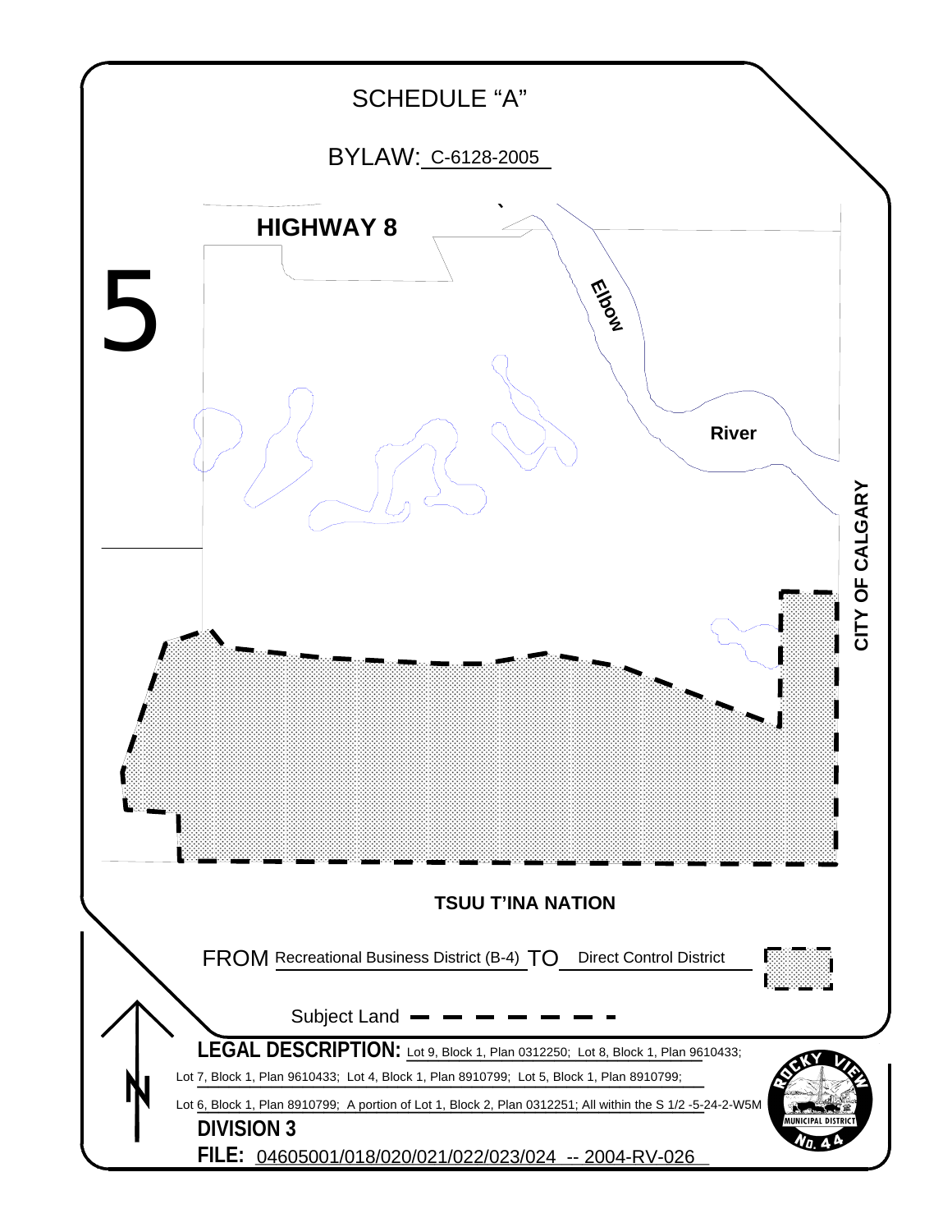# SCHEDULE "A"

## BYLAW: C-6128-2005

5

HIGHWAY 8

Elbow

River

CITY OF CALGARY

TSUU T'INA NATION

FROM Recreational Business District (B-4) TO Direct Control District

Subject Land

**LEGAL DESCRIPTION:** Lot 9, Block 1, Plan 0312250; Lot 8, Block 1, Plan 9610433; Lot 7, Block 1, Plan 9610433; Lot 4, Block 1, Plan 8910799; Lot 5, Block 1, Plan 8910799; Lot 6, Block 1, Plan 8910799; A portion of Lot 1, Block 2, Plan 0312251; All within the S 1/2 -5-24-2-W5M

**DIVISION 3**

**FILE:** 04605001/018/020/021/022/023/024 -- 2004-RV-026

ROCKY VIEW MUNICIPAL DISTRICT No. 44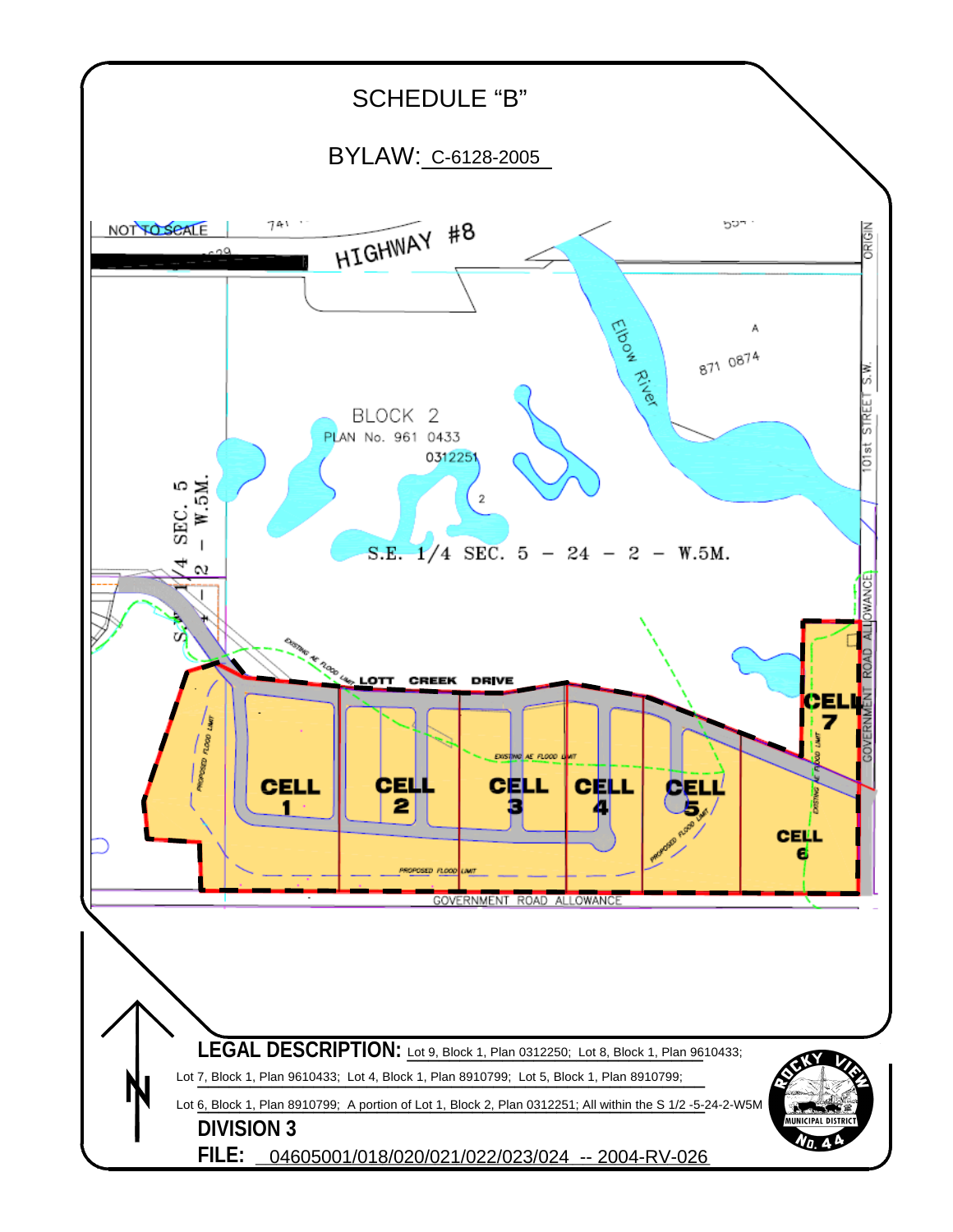# SCHEDULE "B"

BYLAW: C-6128-2005

NOT TO SCALE

HIGHWAY #8

Elbow River

871 0874

A

BLOCK 2
PLAN No. 961 0433
0312251

2

S.E. 1/4 SEC. 5 – 24 – 2 – W.5M.

S.W. 1/4 SEC. 5 – 24 – 2 – W.5M.

101st STREET S.W.

ORIGIN

GOVERNMENT ROAD ALLOWANCE

EXISTING AE FLOOD LIMIT

LOTT CREEK DRIVE

PROPOSED FLOOD LIMIT

CELL 1

CELL 2

CELL 3

CELL 4

CELL 5

CELL 6

CELL 7

GOVERNMENT ROAD ALLOWANCE

**LEGAL DESCRIPTION:** Lot 9, Block 1, Plan 0312250; Lot 8, Block 1, Plan 9610433; Lot 7, Block 1, Plan 9610433; Lot 4, Block 1, Plan 8910799; Lot 5, Block 1, Plan 8910799; Lot 6, Block 1, Plan 8910799; A portion of Lot 1, Block 2, Plan 0312251; All within the S 1/2 -5-24-2-W5M

**DIVISION 3**

**FILE:** 04605001/018/020/021/022/023/024 -- 2004-RV-026

N

ROCKY VIEW MUNICIPAL DISTRICT No. 44